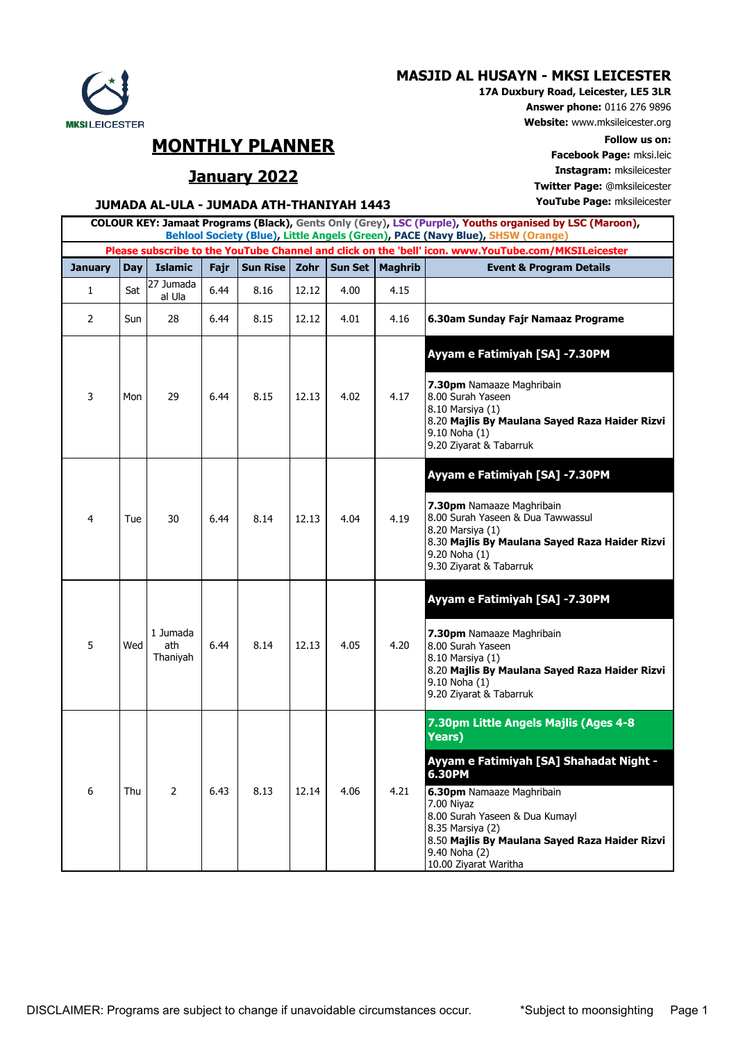MKSI LEICESTER

## MASJID AL HUSAYN - MKSI LEICESTER

**17A Duxbury Road, Leicester, LE5 3LR**
**Answer phone:** 0116 276 9896
**Website:** www.mksileicester.org

**Follow us on:**
**Facebook Page:** mksi.leic
**Instagram:** mksileicester
**Twitter Page:** @mksileicester
**YouTube Page:** mksileicester

# MONTHLY PLANNER

## January 2022

### JUMADA AL-ULA - JUMADA ATH-THANIYAH 1443

**COLOUR KEY: Jamaat Programs (Black), Gents Only (Grey), LSC (Purple), Youths organised by LSC (Maroon), Behlool Society (Blue), Little Angels (Green), PACE (Navy Blue), SHSW (Orange)**

**Please subscribe to the YouTube Channel and click on the 'bell' icon. www.YouTube.com/MKSILeicester**

| January | Day | Islamic | Fajr | Sun Rise | Zohr | Sun Set | Maghrib | Event & Program Details |
|---|---|---|---|---|---|---|---|---|
| 1 | Sat | 27 Jumada al Ula | 6.44 | 8.16 | 12.12 | 4.00 | 4.15 | |
| 2 | Sun | 28 | 6.44 | 8.15 | 12.12 | 4.01 | 4.16 | **6.30am Sunday Fajr Namaaz Programe** |
| 3 | Mon | 29 | 6.44 | 8.15 | 12.13 | 4.02 | 4.17 | **Ayyam e Fatimiyah [SA] -7.30PM**<br>**7.30pm** Namaaze Maghribain<br>8.00 Surah Yaseen<br>8.10 Marsiya (1)<br>8.20 **Majlis By Maulana Sayed Raza Haider Rizvi**<br>9.10 Noha (1)<br>9.20 Ziyarat & Tabarruk |
| 4 | Tue | 30 | 6.44 | 8.14 | 12.13 | 4.04 | 4.19 | **Ayyam e Fatimiyah [SA] -7.30PM**<br>**7.30pm** Namaaze Maghribain<br>8.00 Surah Yaseen & Dua Tawwassul<br>8.20 Marsiya (1)<br>8.30 **Majlis By Maulana Sayed Raza Haider Rizvi**<br>9.20 Noha (1)<br>9.30 Ziyarat & Tabarruk |
| 5 | Wed | 1 Jumada ath Thaniyah | 6.44 | 8.14 | 12.13 | 4.05 | 4.20 | **Ayyam e Fatimiyah [SA] -7.30PM**<br>**7.30pm** Namaaze Maghribain<br>8.00 Surah Yaseen<br>8.10 Marsiya (1)<br>8.20 **Majlis By Maulana Sayed Raza Haider Rizvi**<br>9.10 Noha (1)<br>9.20 Ziyarat & Tabarruk |
| 6 | Thu | 2 | 6.43 | 8.13 | 12.14 | 4.06 | 4.21 | **7.30pm Little Angels Majlis (Ages 4-8 Years)**<br>**Ayyam e Fatimiyah [SA] Shahadat Night - 6.30PM**<br>**6.30pm** Namaaze Maghribain<br>7.00 Niyaz<br>8.00 Surah Yaseen & Dua Kumayl<br>8.35 Marsiya (2)<br>8.50 **Majlis By Maulana Sayed Raza Haider Rizvi**<br>9.40 Noha (2)<br>10.00 Ziyarat Waritha |

DISCLAIMER: Programs are subject to change if unavoidable circumstances occur. *Subject to moonsighting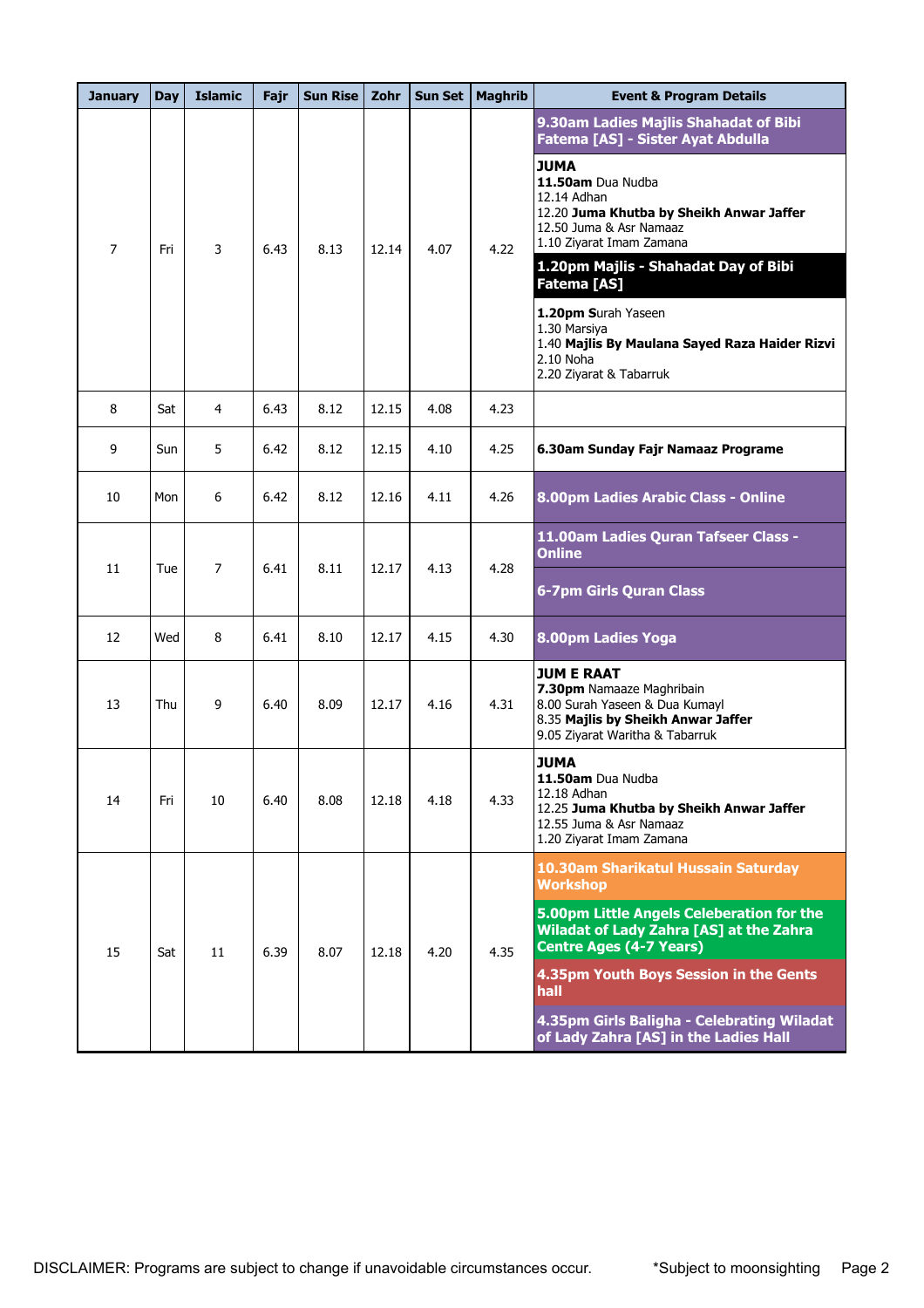| January | Day | Islamic | Fajr | Sun Rise | Zohr | Sun Set | Maghrib | Event & Program Details |
|---|---|---|---|---|---|---|---|---|
| 7 | Fri | 3 | 6.43 | 8.13 | 12.14 | 4.07 | 4.22 | **9.30am Ladies Majlis Shahadat of Bibi Fatema [AS] - Sister Ayat Abdulla**<br>**JUMA**<br>**11.50am** Dua Nudba<br>12.14 Adhan<br>12.20 **Juma Khutba by Sheikh Anwar Jaffer**<br>12.50 Juma & Asr Namaaz<br>1.10 Ziyarat Imam Zamana<br>**1.20pm Majlis - Shahadat Day of Bibi Fatema [AS]**<br>**1.20pm S**urah Yaseen<br>1.30 Marsiya<br>1.40 **Majlis By Maulana Sayed Raza Haider Rizvi**<br>2.10 Noha<br>2.20 Ziyarat & Tabarruk |
| 8 | Sat | 4 | 6.43 | 8.12 | 12.15 | 4.08 | 4.23 | |
| 9 | Sun | 5 | 6.42 | 8.12 | 12.15 | 4.10 | 4.25 | **6.30am Sunday Fajr Namaaz Programe** |
| 10 | Mon | 6 | 6.42 | 8.12 | 12.16 | 4.11 | 4.26 | **8.00pm Ladies Arabic Class - Online** |
| 11 | Tue | 7 | 6.41 | 8.11 | 12.17 | 4.13 | 4.28 | **11.00am Ladies Quran Tafseer Class - Online**<br>**6-7pm Girls Quran Class** |
| 12 | Wed | 8 | 6.41 | 8.10 | 12.17 | 4.15 | 4.30 | **8.00pm Ladies Yoga** |
| 13 | Thu | 9 | 6.40 | 8.09 | 12.17 | 4.16 | 4.31 | **JUM E RAAT**<br>**7.30pm** Namaaze Maghribain<br>8.00 Surah Yaseen & Dua Kumayl<br>8.35 **Majlis by Sheikh Anwar Jaffer**<br>9.05 Ziyarat Waritha & Tabarruk |
| 14 | Fri | 10 | 6.40 | 8.08 | 12.18 | 4.18 | 4.33 | **JUMA**<br>**11.50am** Dua Nudba<br>12.18 Adhan<br>12.25 **Juma Khutba by Sheikh Anwar Jaffer**<br>12.55 Juma & Asr Namaaz<br>1.20 Ziyarat Imam Zamana |
| 15 | Sat | 11 | 6.39 | 8.07 | 12.18 | 4.20 | 4.35 | **10.30am Sharikatul Hussain Saturday Workshop**<br>**5.00pm Little Angels Celeberation for the Wiladat of Lady Zahra [AS] at the Zahra Centre Ages (4-7 Years)**<br>**4.35pm Youth Boys Session in the Gents hall**<br>**4.35pm Girls Baligha - Celebrating Wiladat of Lady Zahra [AS] in the Ladies Hall** |

DISCLAIMER: Programs are subject to change if unavoidable circumstances occur. *Subject to moonsighting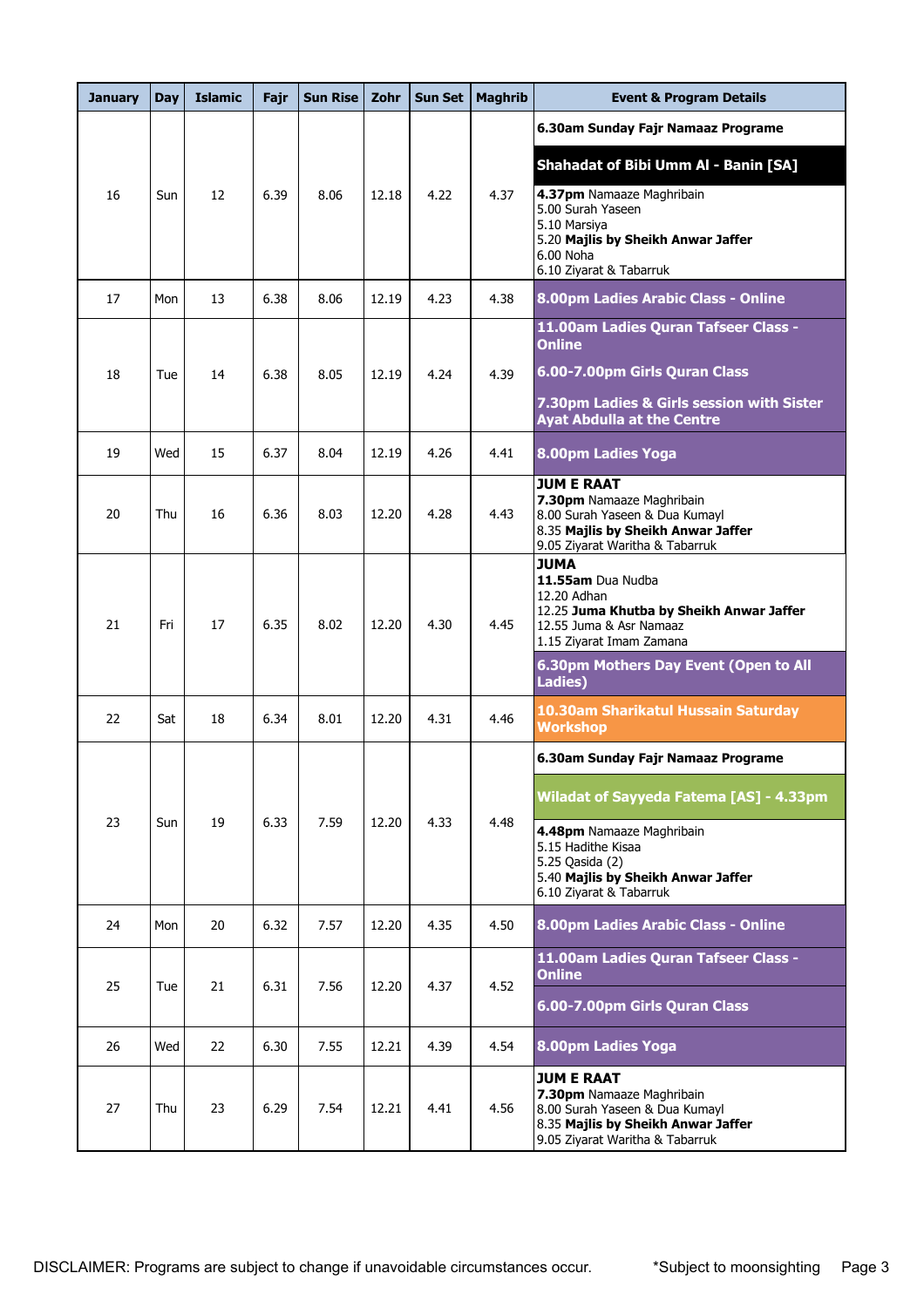| January | Day | Islamic | Fajr | Sun Rise | Zohr | Sun Set | Maghrib | Event & Program Details |
|---|---|---|---|---|---|---|---|---|
| 16 | Sun | 12 | 6.39 | 8.06 | 12.18 | 4.22 | 4.37 | **6.30am Sunday Fajr Namaaz Programe**<br>**Shahadat of Bibi Umm Al - Banin [SA]**<br>**4.37pm** Namaaze Maghribain<br>5.00 Surah Yaseen<br>5.10 Marsiya<br>5.20 **Majlis by Sheikh Anwar Jaffer**<br>6.00 Noha<br>6.10 Ziyarat & Tabarruk |
| 17 | Mon | 13 | 6.38 | 8.06 | 12.19 | 4.23 | 4.38 | **8.00pm Ladies Arabic Class - Online** |
| 18 | Tue | 14 | 6.38 | 8.05 | 12.19 | 4.24 | 4.39 | **11.00am Ladies Quran Tafseer Class - Online**<br>**6.00-7.00pm Girls Quran Class**<br>**7.30pm Ladies & Girls session with Sister Ayat Abdulla at the Centre** |
| 19 | Wed | 15 | 6.37 | 8.04 | 12.19 | 4.26 | 4.41 | **8.00pm Ladies Yoga** |
| 20 | Thu | 16 | 6.36 | 8.03 | 12.20 | 4.28 | 4.43 | **JUM E RAAT**<br>**7.30pm** Namaaze Maghribain<br>8.00 Surah Yaseen & Dua Kumayl<br>8.35 **Majlis by Sheikh Anwar Jaffer**<br>9.05 Ziyarat Waritha & Tabarruk |
| 21 | Fri | 17 | 6.35 | 8.02 | 12.20 | 4.30 | 4.45 | **JUMA**<br>**11.55am** Dua Nudba<br>12.20 Adhan<br>12.25 **Juma Khutba by Sheikh Anwar Jaffer**<br>12.55 Juma & Asr Namaaz<br>1.15 Ziyarat Imam Zamana<br>**6.30pm Mothers Day Event (Open to All Ladies)** |
| 22 | Sat | 18 | 6.34 | 8.01 | 12.20 | 4.31 | 4.46 | **10.30am Sharikatul Hussain Saturday Workshop** |
| 23 | Sun | 19 | 6.33 | 7.59 | 12.20 | 4.33 | 4.48 | **6.30am Sunday Fajr Namaaz Programe**<br>**Wiladat of Sayyeda Fatema [AS] - 4.33pm**<br>**4.48pm** Namaaze Maghribain<br>5.15 Hadithe Kisaa<br>5.25 Qasida (2)<br>5.40 **Majlis by Sheikh Anwar Jaffer**<br>6.10 Ziyarat & Tabarruk |
| 24 | Mon | 20 | 6.32 | 7.57 | 12.20 | 4.35 | 4.50 | **8.00pm Ladies Arabic Class - Online** |
| 25 | Tue | 21 | 6.31 | 7.56 | 12.20 | 4.37 | 4.52 | **11.00am Ladies Quran Tafseer Class - Online**<br>**6.00-7.00pm Girls Quran Class** |
| 26 | Wed | 22 | 6.30 | 7.55 | 12.21 | 4.39 | 4.54 | **8.00pm Ladies Yoga** |
| 27 | Thu | 23 | 6.29 | 7.54 | 12.21 | 4.41 | 4.56 | **JUM E RAAT**<br>**7.30pm** Namaaze Maghribain<br>8.00 Surah Yaseen & Dua Kumayl<br>8.35 **Majlis by Sheikh Anwar Jaffer**<br>9.05 Ziyarat Waritha & Tabarruk |

DISCLAIMER: Programs are subject to change if unavoidable circumstances occur. *Subject to moonsighting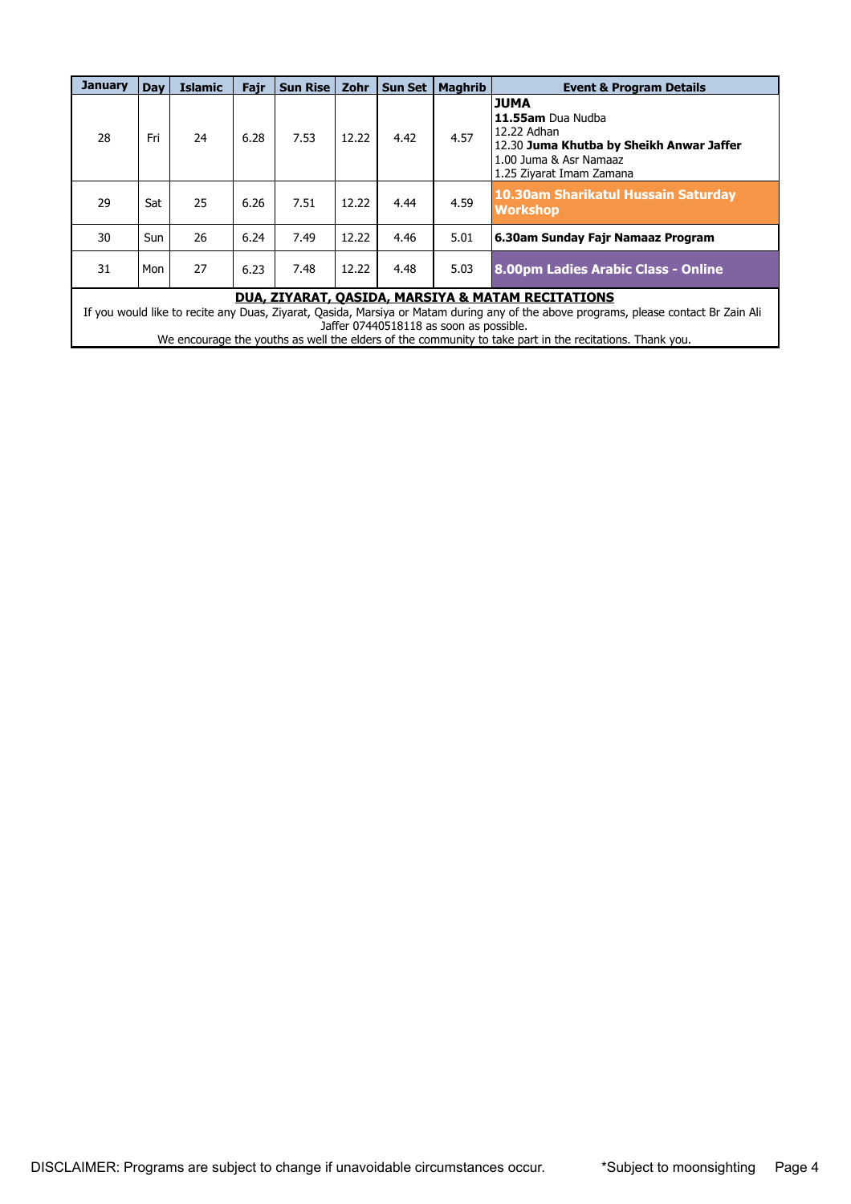| January | Day | Islamic | Fajr | Sun Rise | Zohr | Sun Set | Maghrib | Event & Program Details |
|---|---|---|---|---|---|---|---|---|
| 28 | Fri | 24 | 6.28 | 7.53 | 12.22 | 4.42 | 4.57 | **JUMA**<br>**11.55am** Dua Nudba<br>12.22 Adhan<br>12.30 **Juma Khutba by Sheikh Anwar Jaffer**<br>1.00 Juma & Asr Namaaz<br>1.25 Ziyarat Imam Zamana |
| 29 | Sat | 25 | 6.26 | 7.51 | 12.22 | 4.44 | 4.59 | **10.30am Sharikatul Hussain Saturday Workshop** |
| 30 | Sun | 26 | 6.24 | 7.49 | 12.22 | 4.46 | 5.01 | **6.30am Sunday Fajr Namaaz Program** |
| 31 | Mon | 27 | 6.23 | 7.48 | 12.22 | 4.48 | 5.03 | **8.00pm Ladies Arabic Class - Online** |

**DUA, ZIYARAT, QASIDA, MARSIYA & MATAM RECITATIONS**

If you would like to recite any Duas, Ziyarat, Qasida, Marsiya or Matam during any of the above programs, please contact Br Zain Ali Jaffer 07440518118 as soon as possible.

We encourage the youths as well the elders of the community to take part in the recitations. Thank you.

DISCLAIMER: Programs are subject to change if unavoidable circumstances occur. *Subject to moonsighting